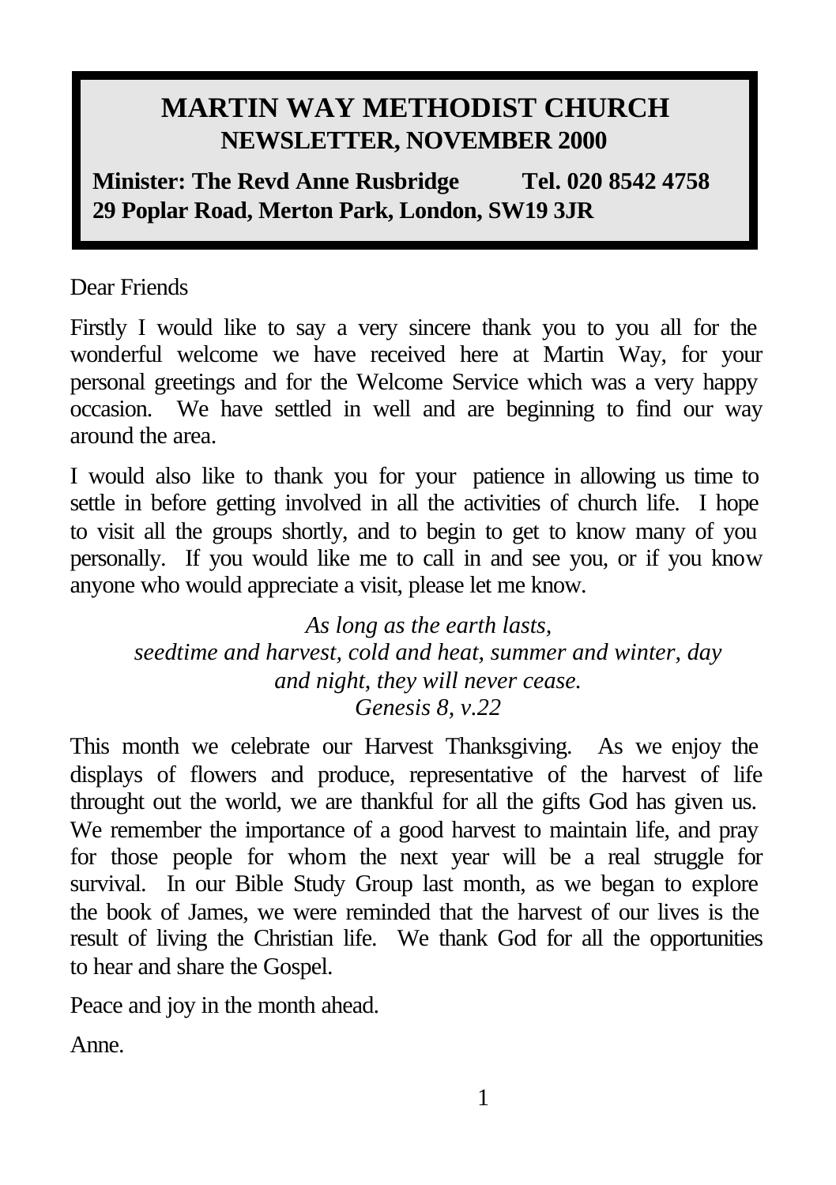# MARTIN WAY METHODIST CHURCH
## NEWSLETTER, NOVEMBER 2000

**Minister: The Revd Anne Rusbridge Tel. 020 8542 4758**
**29 Poplar Road, Merton Park, London, SW19 3JR**

Dear Friends

Firstly I would like to say a very sincere thank you to you all for the wonderful welcome we have received here at Martin Way, for your personal greetings and for the Welcome Service which was a very happy occasion. We have settled in well and are beginning to find our way around the area.

I would also like to thank you for your patience in allowing us time to settle in before getting involved in all the activities of church life. I hope to visit all the groups shortly, and to begin to get to know many of you personally. If you would like me to call in and see you, or if you know anyone who would appreciate a visit, please let me know.

*As long as the earth lasts,*
*seedtime and harvest, cold and heat, summer and winter, day and night, they will never cease.*
*Genesis 8, v.22*

This month we celebrate our Harvest Thanksgiving. As we enjoy the displays of flowers and produce, representative of the harvest of life throught out the world, we are thankful for all the gifts God has given us. We remember the importance of a good harvest to maintain life, and pray for those people for whom the next year will be a real struggle for survival. In our Bible Study Group last month, as we began to explore the book of James, we were reminded that the harvest of our lives is the result of living the Christian life. We thank God for all the opportunities to hear and share the Gospel.

Peace and joy in the month ahead.

Anne.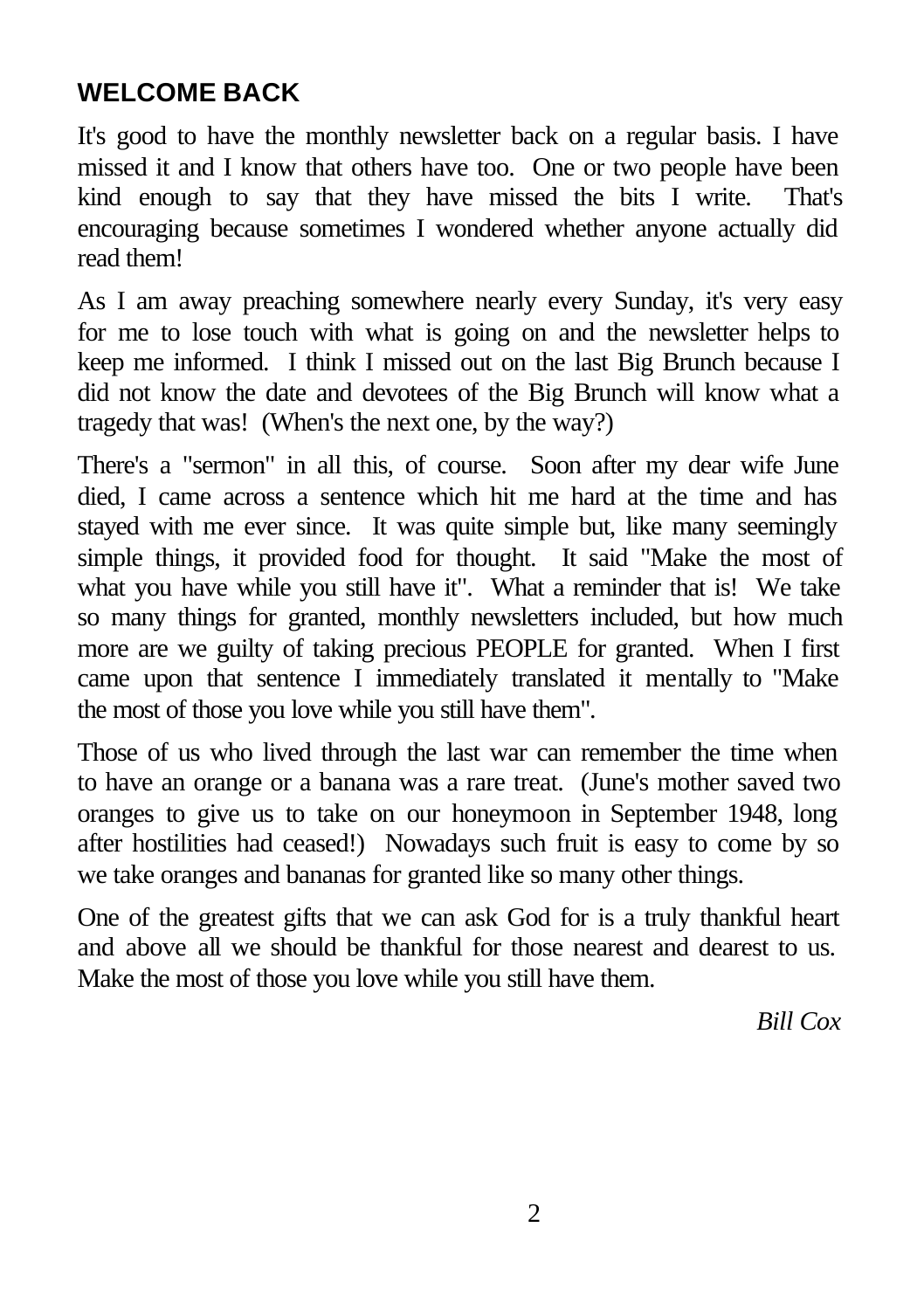## WELCOME BACK

It's good to have the monthly newsletter back on a regular basis. I have missed it and I know that others have too. One or two people have been kind enough to say that they have missed the bits I write. That's encouraging because sometimes I wondered whether anyone actually did read them!

As I am away preaching somewhere nearly every Sunday, it's very easy for me to lose touch with what is going on and the newsletter helps to keep me informed. I think I missed out on the last Big Brunch because I did not know the date and devotees of the Big Brunch will know what a tragedy that was! (When's the next one, by the way?)

There's a "sermon" in all this, of course. Soon after my dear wife June died, I came across a sentence which hit me hard at the time and has stayed with me ever since. It was quite simple but, like many seemingly simple things, it provided food for thought. It said "Make the most of what you have while you still have it". What a reminder that is! We take so many things for granted, monthly newsletters included, but how much more are we guilty of taking precious PEOPLE for granted. When I first came upon that sentence I immediately translated it mentally to "Make the most of those you love while you still have them".

Those of us who lived through the last war can remember the time when to have an orange or a banana was a rare treat. (June's mother saved two oranges to give us to take on our honeymoon in September 1948, long after hostilities had ceased!) Nowadays such fruit is easy to come by so we take oranges and bananas for granted like so many other things.

One of the greatest gifts that we can ask God for is a truly thankful heart and above all we should be thankful for those nearest and dearest to us. Make the most of those you love while you still have them.

*Bill Cox*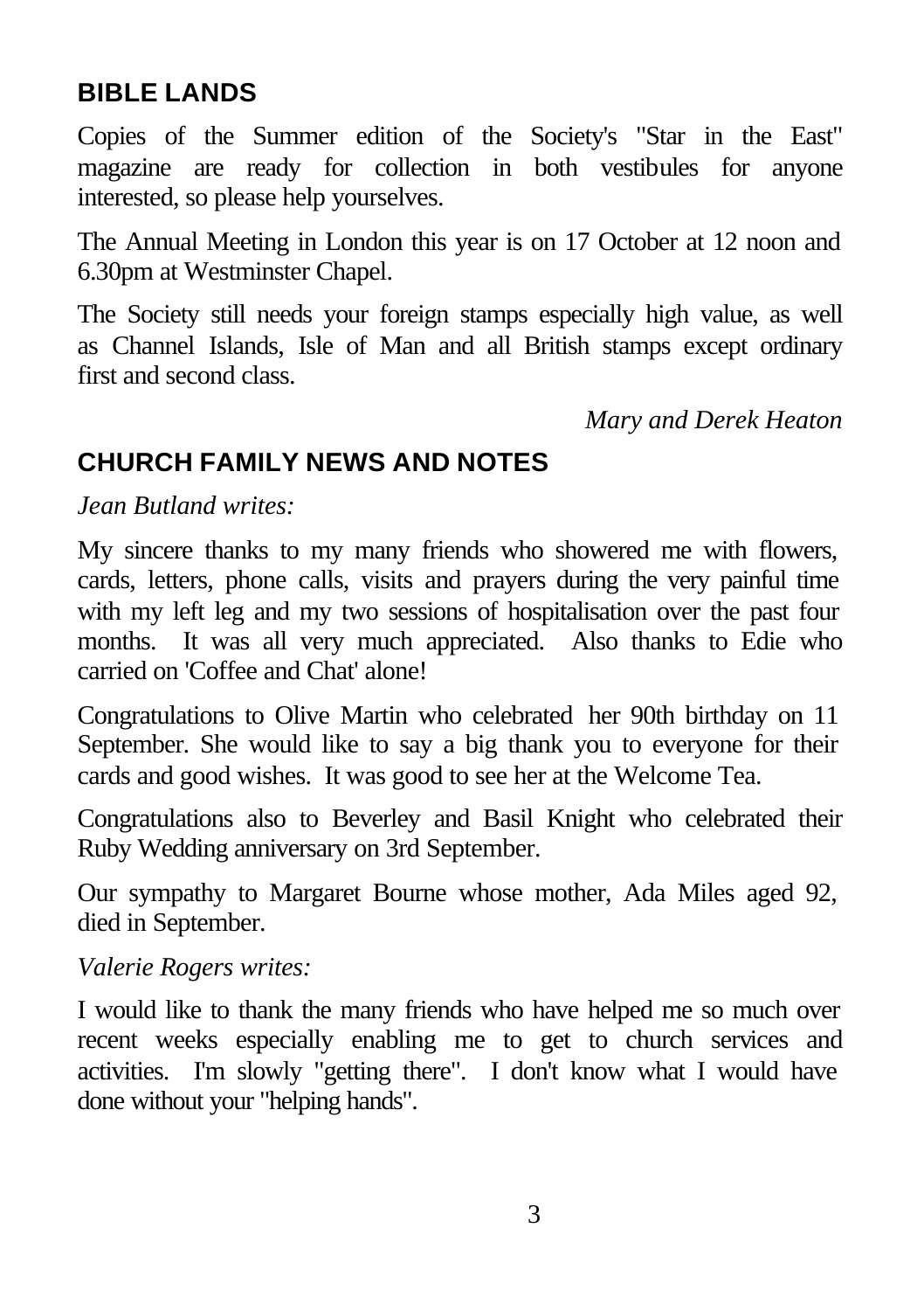## BIBLE LANDS

Copies of the Summer edition of the Society's "Star in the East" magazine are ready for collection in both vestibules for anyone interested, so please help yourselves.

The Annual Meeting in London this year is on 17 October at 12 noon and 6.30pm at Westminster Chapel.

The Society still needs your foreign stamps especially high value, as well as Channel Islands, Isle of Man and all British stamps except ordinary first and second class.

*Mary and Derek Heaton*

## CHURCH FAMILY NEWS AND NOTES

*Jean Butland writes:*

My sincere thanks to my many friends who showered me with flowers, cards, letters, phone calls, visits and prayers during the very painful time with my left leg and my two sessions of hospitalisation over the past four months. It was all very much appreciated. Also thanks to Edie who carried on 'Coffee and Chat' alone!

Congratulations to Olive Martin who celebrated her 90th birthday on 11 September. She would like to say a big thank you to everyone for their cards and good wishes. It was good to see her at the Welcome Tea.

Congratulations also to Beverley and Basil Knight who celebrated their Ruby Wedding anniversary on 3rd September.

Our sympathy to Margaret Bourne whose mother, Ada Miles aged 92, died in September.

*Valerie Rogers writes:*

I would like to thank the many friends who have helped me so much over recent weeks especially enabling me to get to church services and activities. I'm slowly "getting there". I don't know what I would have done without your "helping hands".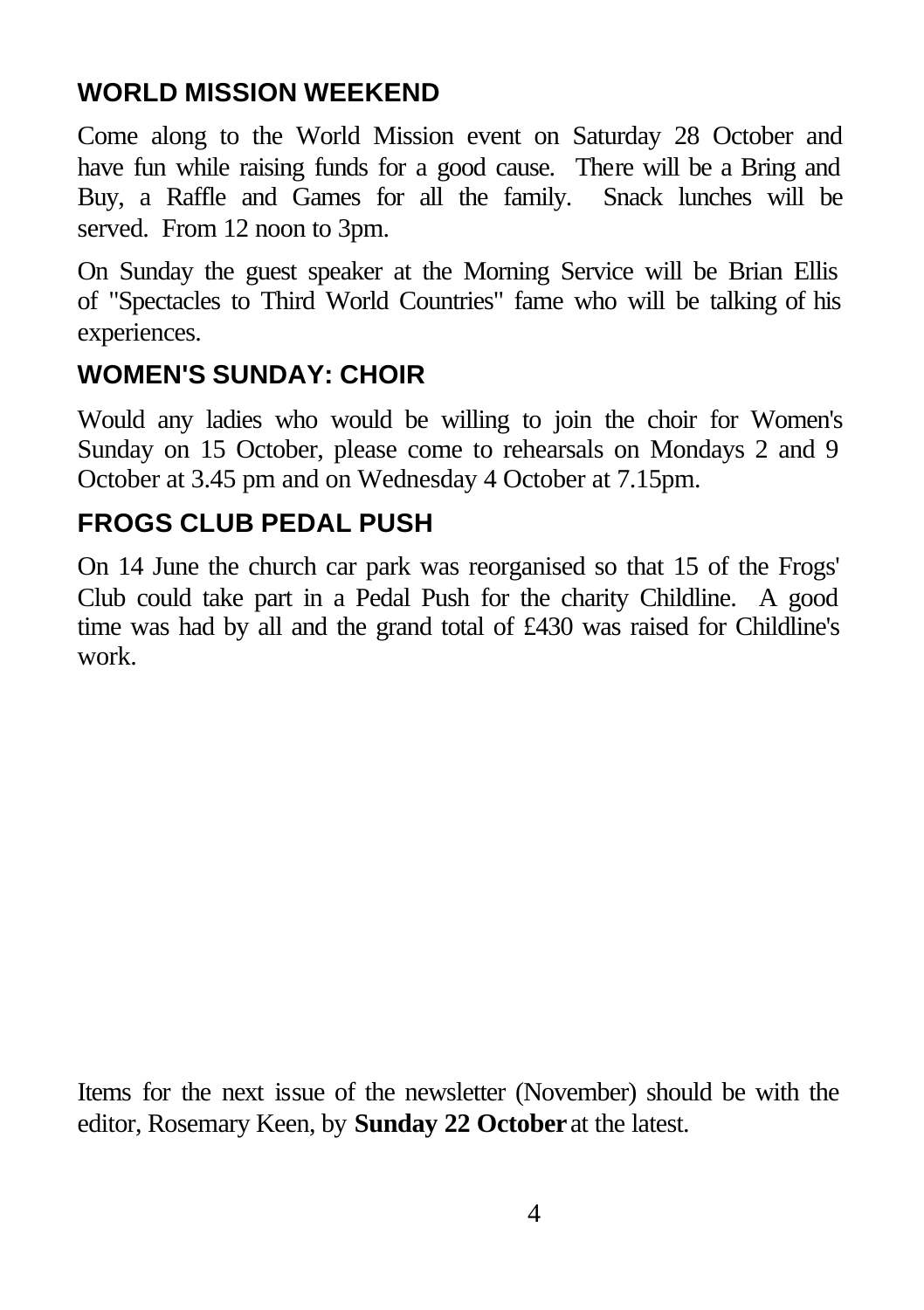## WORLD MISSION WEEKEND

Come along to the World Mission event on Saturday 28 October and have fun while raising funds for a good cause. There will be a Bring and Buy, a Raffle and Games for all the family. Snack lunches will be served. From 12 noon to 3pm.

On Sunday the guest speaker at the Morning Service will be Brian Ellis of "Spectacles to Third World Countries" fame who will be talking of his experiences.

## WOMEN'S SUNDAY: CHOIR

Would any ladies who would be willing to join the choir for Women's Sunday on 15 October, please come to rehearsals on Mondays 2 and 9 October at 3.45 pm and on Wednesday 4 October at 7.15pm.

## FROGS CLUB PEDAL PUSH

On 14 June the church car park was reorganised so that 15 of the Frogs' Club could take part in a Pedal Push for the charity Childline. A good time was had by all and the grand total of £430 was raised for Childline's work.

Items for the next issue of the newsletter (November) should be with the editor, Rosemary Keen, by **Sunday 22 October** at the latest.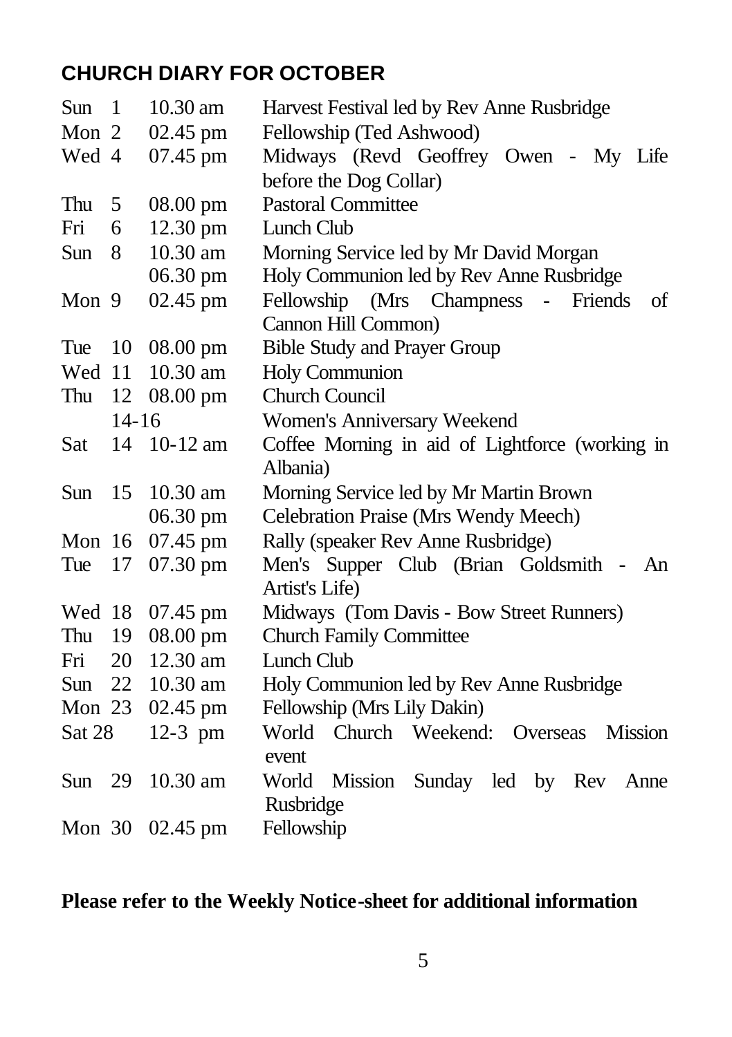## CHURCH DIARY FOR OCTOBER

| | | | |
|---|---|---|---|
| Sun | 1 | 10.30 am | Harvest Festival led by Rev Anne Rusbridge |
| Mon | 2 | 02.45 pm | Fellowship (Ted Ashwood) |
| Wed | 4 | 07.45 pm | Midways (Revd Geoffrey Owen - My Life before the Dog Collar) |
| Thu | 5 | 08.00 pm | Pastoral Committee |
| Fri | 6 | 12.30 pm | Lunch Club |
| Sun | 8 | 10.30 am | Morning Service led by Mr David Morgan |
| | | 06.30 pm | Holy Communion led by Rev Anne Rusbridge |
| Mon | 9 | 02.45 pm | Fellowship (Mrs Champness - Friends of Cannon Hill Common) |
| Tue | 10 | 08.00 pm | Bible Study and Prayer Group |
| Wed | 11 | 10.30 am | Holy Communion |
| Thu | 12 | 08.00 pm | Church Council |
| | 14-16 | | Women's Anniversary Weekend |
| Sat | 14 | 10-12 am | Coffee Morning in aid of Lightforce (working in Albania) |
| Sun | 15 | 10.30 am | Morning Service led by Mr Martin Brown |
| | | 06.30 pm | Celebration Praise (Mrs Wendy Meech) |
| Mon | 16 | 07.45 pm | Rally (speaker Rev Anne Rusbridge) |
| Tue | 17 | 07.30 pm | Men's Supper Club (Brian Goldsmith - An Artist's Life) |
| Wed | 18 | 07.45 pm | Midways (Tom Davis - Bow Street Runners) |
| Thu | 19 | 08.00 pm | Church Family Committee |
| Fri | 20 | 12.30 am | Lunch Club |
| Sun | 22 | 10.30 am | Holy Communion led by Rev Anne Rusbridge |
| Mon | 23 | 02.45 pm | Fellowship (Mrs Lily Dakin) |
| Sat | 28 | 12-3 pm | World Church Weekend: Overseas Mission event |
| Sun | 29 | 10.30 am | World Mission Sunday led by Rev Anne Rusbridge |
| Mon | 30 | 02.45 pm | Fellowship |

**Please refer to the Weekly Notice-sheet for additional information**